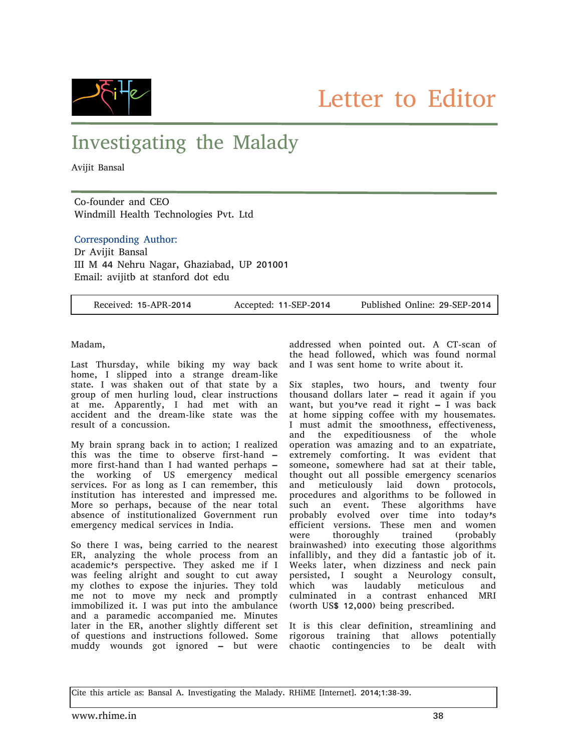Letter to Editor

# Investigating the Malady

Avijit Bansal

Co-founder and CEO
Windmill Health Technologies Pvt. Ltd

Corresponding Author:
Dr Avijit Bansal
III M 44 Nehru Nagar, Ghaziabad, UP 201001
Email: avijitb at stanford dot edu

| Received: 15-APR-2014 | Accepted: 11-SEP-2014 | Published Online: 29-SEP-2014 |
|---|---|---|

Madam,

Last Thursday, while biking my way back home, I slipped into a strange dream-like state. I was shaken out of that state by a group of men hurling loud, clear instructions at me. Apparently, I had met with an accident and the dream-like state was the result of a concussion.

My brain sprang back in to action; I realized this was the time to observe first-hand – more first-hand than I had wanted perhaps – the working of US emergency medical services. For as long as I can remember, this institution has interested and impressed me. More so perhaps, because of the near total absence of institutionalized Government run emergency medical services in India.

So there I was, being carried to the nearest ER, analyzing the whole process from an academic's perspective. They asked me if I was feeling alright and sought to cut away my clothes to expose the injuries. They told me not to move my neck and promptly immobilized it. I was put into the ambulance and a paramedic accompanied me. Minutes later in the ER, another slightly different set of questions and instructions followed. Some muddy wounds got ignored – but were addressed when pointed out. A CT-scan of the head followed, which was found normal and I was sent home to write about it.

Six staples, two hours, and twenty four thousand dollars later – read it again if you want, but you've read it right – I was back at home sipping coffee with my housemates. I must admit the smoothness, effectiveness, and the expeditiousness of the whole operation was amazing and to an expatriate, extremely comforting. It was evident that someone, somewhere had sat at their table, thought out all possible emergency scenarios and meticulously laid down protocols, procedures and algorithms to be followed in such an event. These algorithms have probably evolved over time into today's efficient versions. These men and women were thoroughly trained (probably brainwashed) into executing those algorithms infallibly, and they did a fantastic job of it. Weeks later, when dizziness and neck pain persisted, I sought a Neurology consult, which was laudably meticulous and culminated in a contrast enhanced MRI (worth US$ 12,000) being prescribed.

It is this clear definition, streamlining and rigorous training that allows potentially chaotic contingencies to be dealt with

Cite this article as: Bansal A. Investigating the Malady. RHiME [Internet]. 2014;1:38-39.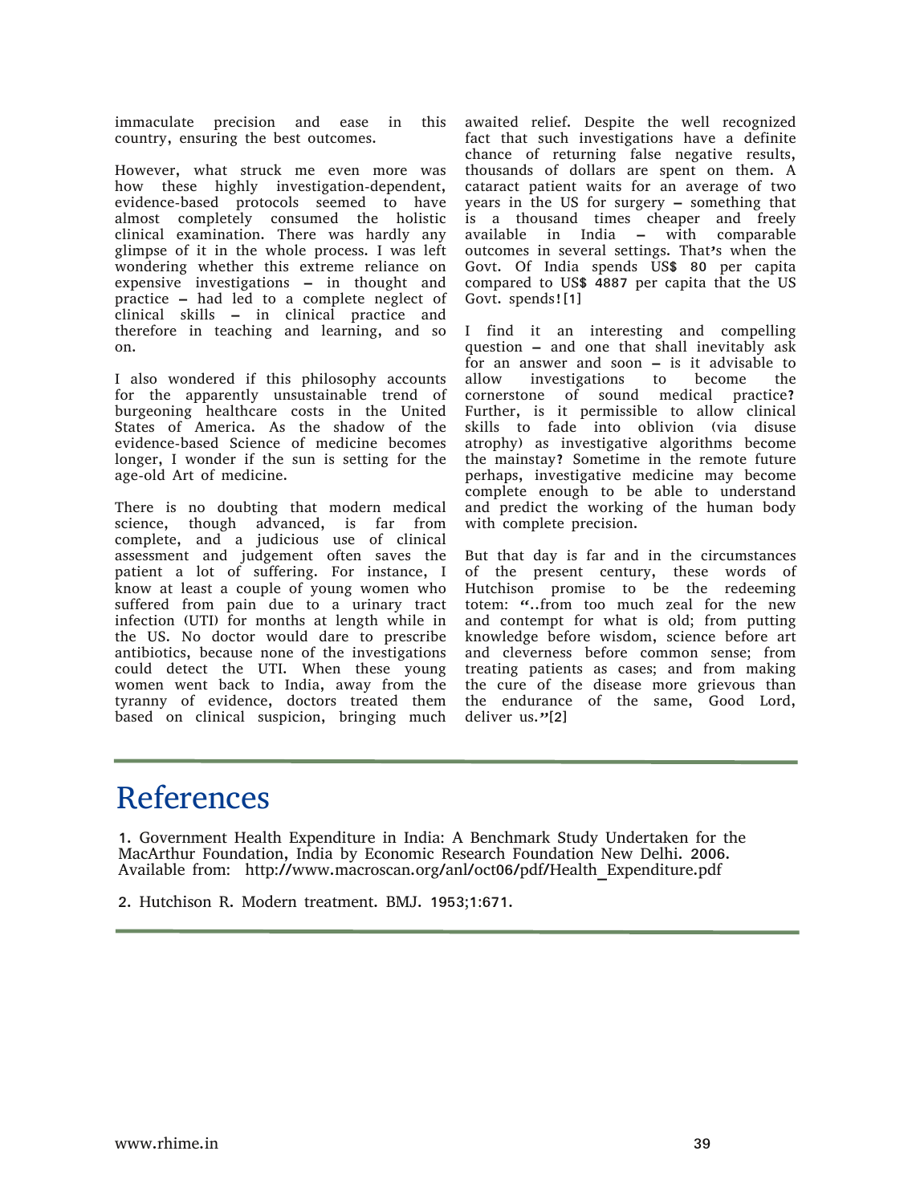immaculate precision and ease in this country, ensuring the best outcomes.

However, what struck me even more was how these highly investigation-dependent, evidence-based protocols seemed to have almost completely consumed the holistic clinical examination. There was hardly any glimpse of it in the whole process. I was left wondering whether this extreme reliance on expensive investigations – in thought and practice – had led to a complete neglect of clinical skills – in clinical practice and therefore in teaching and learning, and so on.

I also wondered if this philosophy accounts for the apparently unsustainable trend of burgeoning healthcare costs in the United States of America. As the shadow of the evidence-based Science of medicine becomes longer, I wonder if the sun is setting for the age-old Art of medicine.

There is no doubting that modern medical science, though advanced, is far from complete, and a judicious use of clinical assessment and judgement often saves the patient a lot of suffering. For instance, I know at least a couple of young women who suffered from pain due to a urinary tract infection (UTI) for months at length while in the US. No doctor would dare to prescribe antibiotics, because none of the investigations could detect the UTI. When these young women went back to India, away from the tyranny of evidence, doctors treated them based on clinical suspicion, bringing much awaited relief. Despite the well recognized fact that such investigations have a definite chance of returning false negative results, thousands of dollars are spent on them. A cataract patient waits for an average of two years in the US for surgery – something that is a thousand times cheaper and freely available in India – with comparable outcomes in several settings. That's when the Govt. Of India spends US$ 80 per capita compared to US$ 4887 per capita that the US Govt. spends![1]

I find it an interesting and compelling question – and one that shall inevitably ask for an answer and soon – is it advisable to allow investigations to become the cornerstone of sound medical practice? Further, is it permissible to allow clinical skills to fade into oblivion (via disuse atrophy) as investigative algorithms become the mainstay? Sometime in the remote future perhaps, investigative medicine may become complete enough to be able to understand and predict the working of the human body with complete precision.

But that day is far and in the circumstances of the present century, these words of Hutchison promise to be the redeeming totem: "..from too much zeal for the new and contempt for what is old; from putting knowledge before wisdom, science before art and cleverness before common sense; from treating patients as cases; and from making the cure of the disease more grievous than the endurance of the same, Good Lord, deliver us."[2]

# References

1. Government Health Expenditure in India: A Benchmark Study Undertaken for the MacArthur Foundation, India by Economic Research Foundation New Delhi. 2006. Available from: http://www.macroscan.org/anl/oct06/pdf/Health_Expenditure.pdf

2. Hutchison R. Modern treatment. BMJ. 1953;1:671.